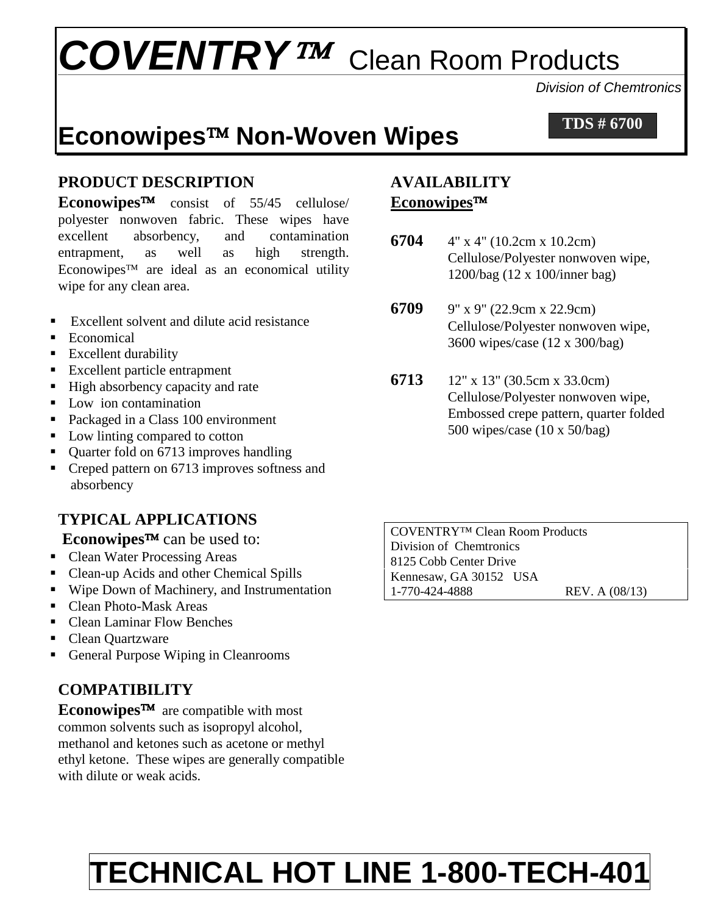# *COVENTRY™* Clean Room Products

*Division of Chemtronics*

## Econowipes™ Non-Woven Wipes

**TDS # 6700**

### PRODUCT DESCRIPTION

**Econowipes™** consist of 55/45 cellulose/ polyester nonwoven fabric. These wipes have excellent absorbency, and contamination entrapment, as well as high strength. Econowipes™ are ideal as an economical utility wipe for any clean area.

- Excellent solvent and dilute acid resistance
- Economical
- Excellent durability
- Excellent particle entrapment
- High absorbency capacity and rate
- Low ion contamination
- Packaged in a Class 100 environment
- Low linting compared to cotton
- Quarter fold on 6713 improves handling
- Creped pattern on 6713 improves softness and absorbency

### TYPICAL APPLICATIONS

**Econowipes™** can be used to:

- Clean Water Processing Areas
- Clean-up Acids and other Chemical Spills
- Wipe Down of Machinery, and Instrumentation
- Clean Photo-Mask Areas
- Clean Laminar Flow Benches
- Clean Quartzware
- General Purpose Wiping in Cleanrooms

### COMPATIBILITY

**Econowipes™** are compatible with most common solvents such as isopropyl alcohol, methanol and ketones such as acetone or methyl ethyl ketone. These wipes are generally compatible with dilute or weak acids.

### AVAILABILITY

**Econowipes™**

**6704** 4" x 4" (10.2cm x 10.2cm) Cellulose/Polyester nonwoven wipe, 1200/bag (12 x 100/inner bag)

**6709** 9" x 9" (22.9cm x 22.9cm) Cellulose/Polyester nonwoven wipe, 3600 wipes/case (12 x 300/bag)

**6713** 12" x 13" (30.5cm x 33.0cm) Cellulose/Polyester nonwoven wipe, Embossed crepe pattern, quarter folded 500 wipes/case (10 x 50/bag)

COVENTRY™ Clean Room Products
Division of Chemtronics
8125 Cobb Center Drive
Kennesaw, GA 30152 USA
1-770-424-4888 REV. A (08/13)

**TECHNICAL HOT LINE 1-800-TECH-401**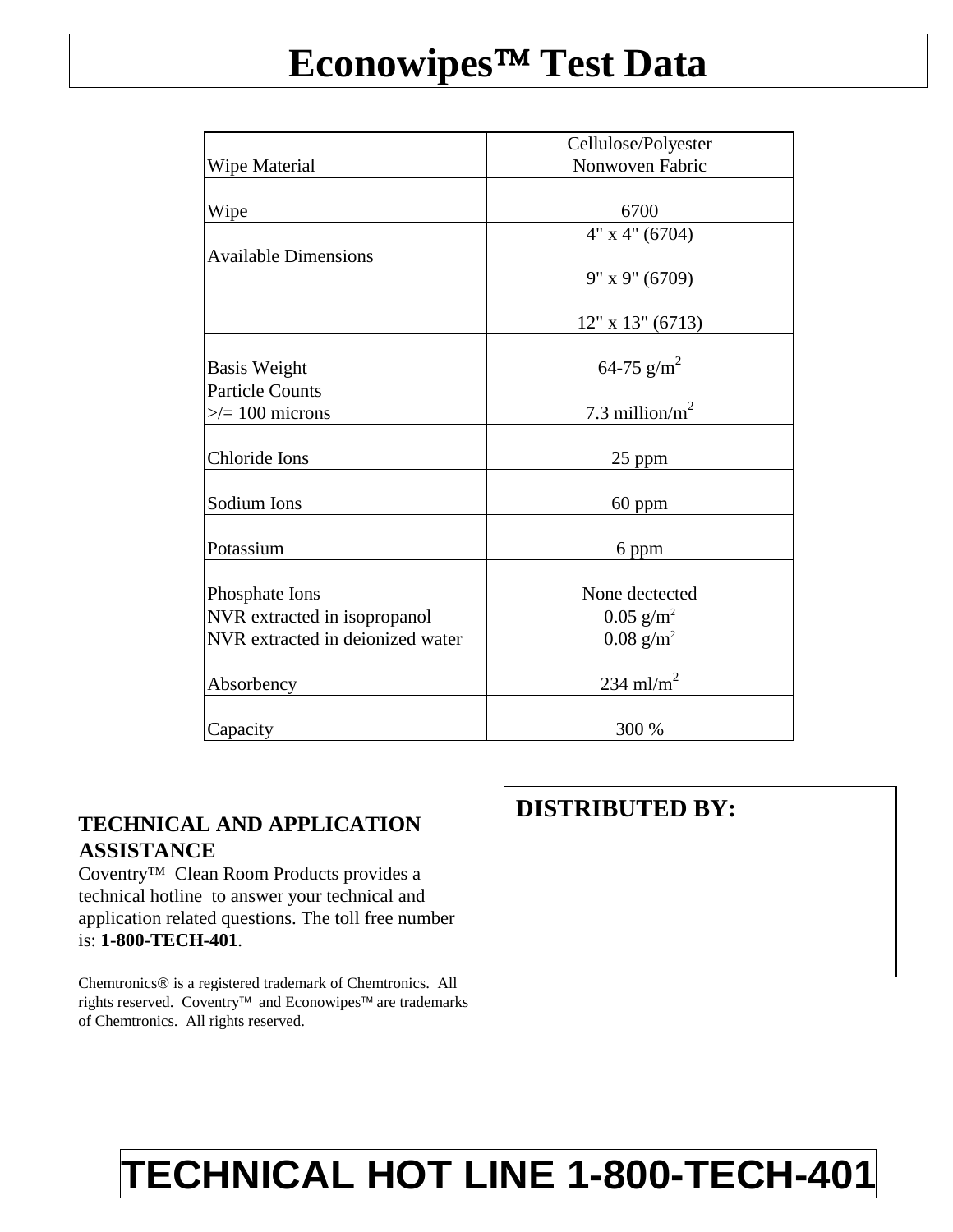# Econowipes™ Test Data

| | |
|---|---|
| Wipe Material | Cellulose/Polyester Nonwoven Fabric |
| Wipe | 6700 |
| Available Dimensions | 4" x 4" (6704)<br>9" x 9" (6709)<br>12" x 13" (6713) |
| Basis Weight | 64-75 g/m$^2$ |
| Particle Counts >/= 100 microns | 7.3 million/m$^2$ |
| Chloride Ions | 25 ppm |
| Sodium Ions | 60 ppm |
| Potassium | 6 ppm |
| Phosphate Ions | None dectected |
| NVR extracted in isopropanol<br>NVR extracted in deionized water | 0.05 g/m$^2$<br>0.08 g/m$^2$ |
| Absorbency | 234 ml/m$^2$ |
| Capacity | 300 % |

**TECHNICAL AND APPLICATION ASSISTANCE**

Coventry™ Clean Room Products provides a technical hotline to answer your technical and application related questions. The toll free number is: **1-800-TECH-401**.

Chemtronics® is a registered trademark of Chemtronics. All rights reserved. Coventry™ and Econowipes™ are trademarks of Chemtronics. All rights reserved.

**DISTRIBUTED BY:**

# TECHNICAL HOT LINE 1-800-TECH-401